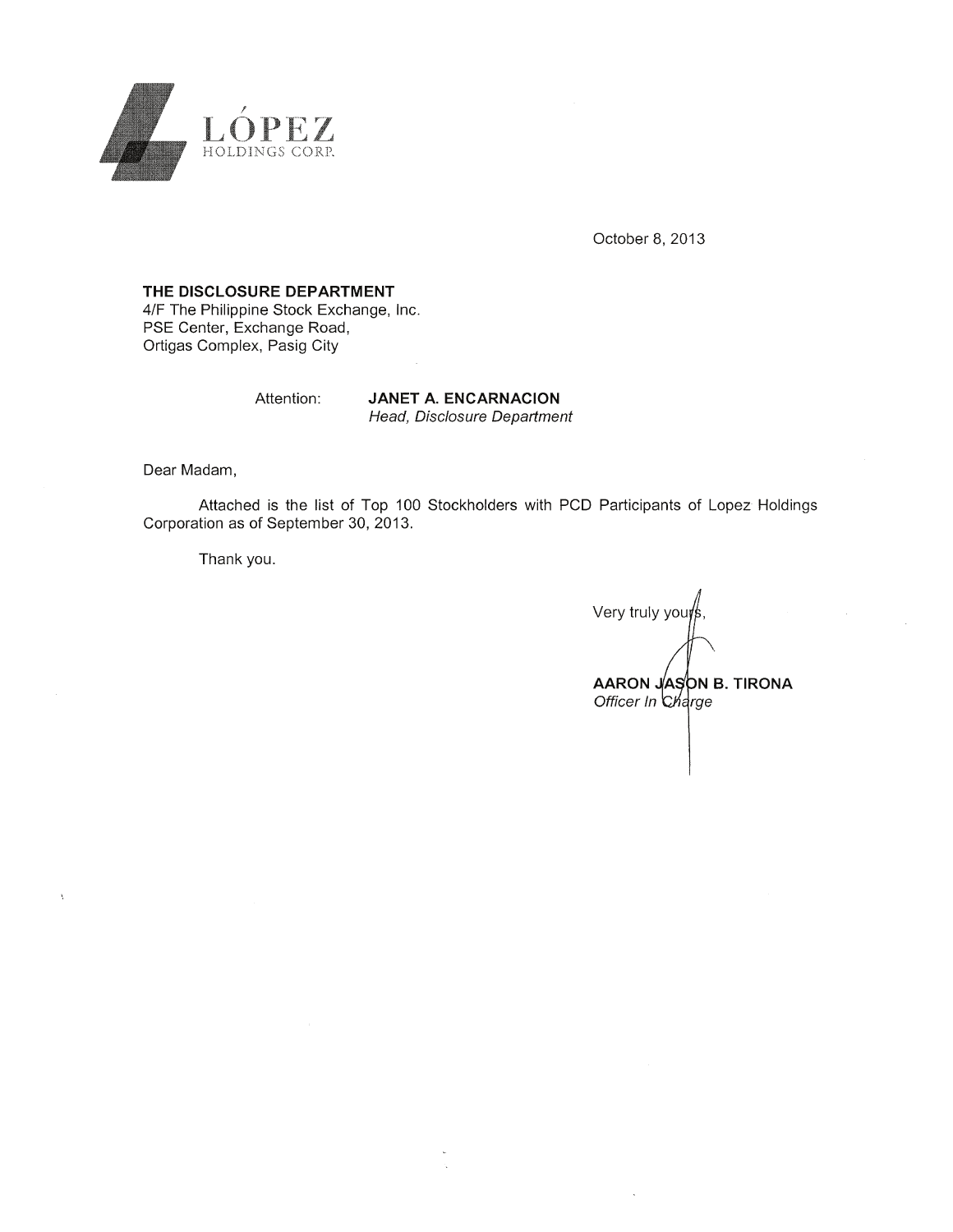LÓPEZ
HOLDINGS CORP.

October 8, 2013

**THE DISCLOSURE DEPARTMENT**
4/F The Philippine Stock Exchange, Inc.
PSE Center, Exchange Road,
Ortigas Complex, Pasig City

Attention: **JANET A. ENCARNACION**
*Head, Disclosure Department*

Dear Madam,

Attached is the list of Top 100 Stockholders with PCD Participants of Lopez Holdings Corporation as of September 30, 2013.

Thank you.

Very truly yours,

**AARON JASON B. TIRONA**
*Officer In Charge*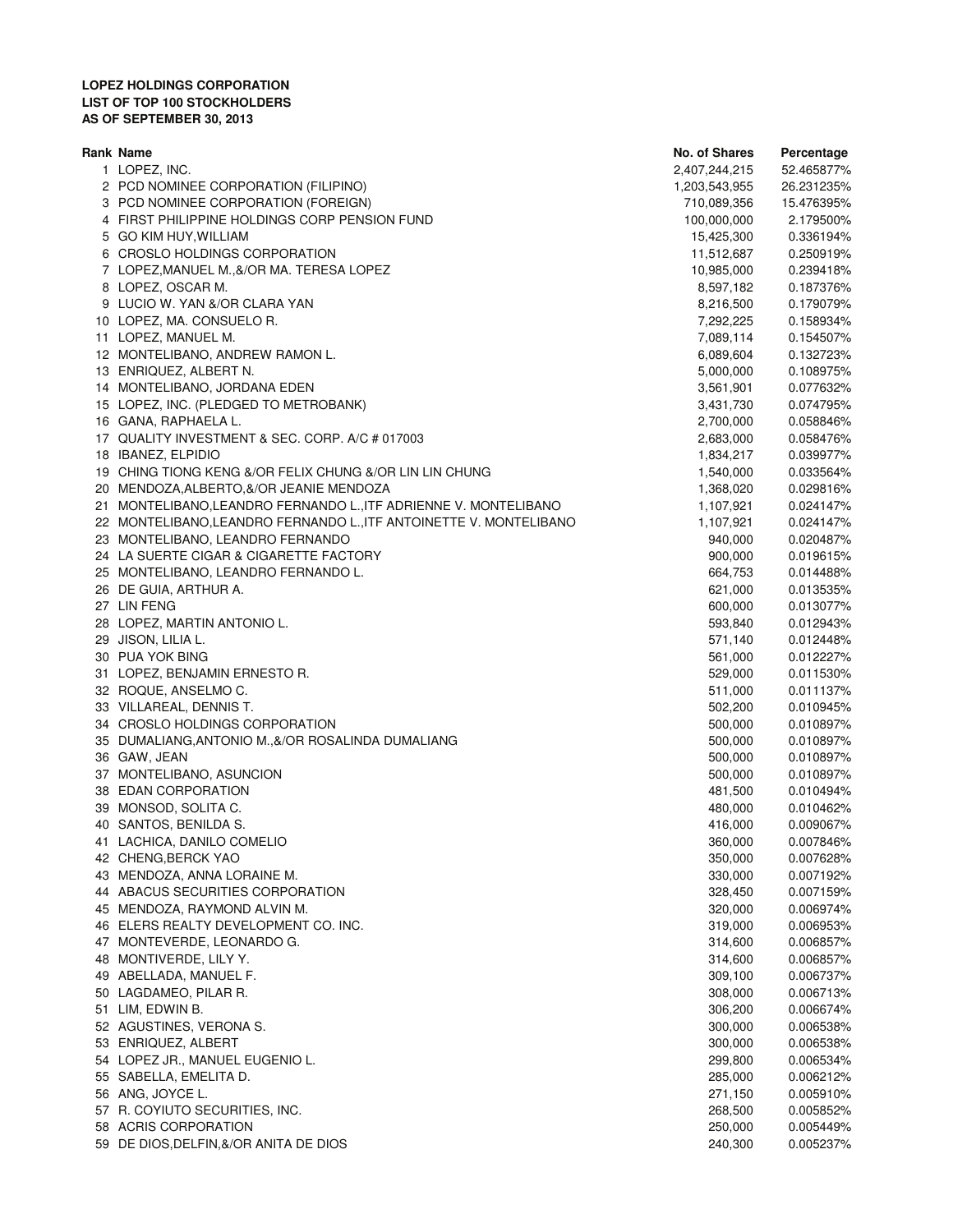**LOPEZ HOLDINGS CORPORATION**
**LIST OF TOP 100 STOCKHOLDERS**
**AS OF SEPTEMBER 30, 2013**

| Rank | Name | No. of Shares | Percentage |
|---|---|---|---|
| 1 | LOPEZ, INC. | 2,407,244,215 | 52.465877% |
| 2 | PCD NOMINEE CORPORATION (FILIPINO) | 1,203,543,955 | 26.231235% |
| 3 | PCD NOMINEE CORPORATION (FOREIGN) | 710,089,356 | 15.476395% |
| 4 | FIRST PHILIPPINE HOLDINGS CORP PENSION FUND | 100,000,000 | 2.179500% |
| 5 | GO KIM HUY,WILLIAM | 15,425,300 | 0.336194% |
| 6 | CROSLO HOLDINGS CORPORATION | 11,512,687 | 0.250919% |
| 7 | LOPEZ,MANUEL M.,&/OR MA. TERESA LOPEZ | 10,985,000 | 0.239418% |
| 8 | LOPEZ, OSCAR M. | 8,597,182 | 0.187376% |
| 9 | LUCIO W. YAN &/OR CLARA YAN | 8,216,500 | 0.179079% |
| 10 | LOPEZ, MA. CONSUELO R. | 7,292,225 | 0.158934% |
| 11 | LOPEZ, MANUEL M. | 7,089,114 | 0.154507% |
| 12 | MONTELIBANO, ANDREW RAMON L. | 6,089,604 | 0.132723% |
| 13 | ENRIQUEZ, ALBERT N. | 5,000,000 | 0.108975% |
| 14 | MONTELIBANO, JORDANA EDEN | 3,561,901 | 0.077632% |
| 15 | LOPEZ, INC. (PLEDGED TO METROBANK) | 3,431,730 | 0.074795% |
| 16 | GANA, RAPHAELA L. | 2,700,000 | 0.058846% |
| 17 | QUALITY INVESTMENT & SEC. CORP. A/C # 017003 | 2,683,000 | 0.058476% |
| 18 | IBANEZ, ELPIDIO | 1,834,217 | 0.039977% |
| 19 | CHING TIONG KENG &/OR FELIX CHUNG &/OR LIN LIN CHUNG | 1,540,000 | 0.033564% |
| 20 | MENDOZA,ALBERTO,&/OR JEANIE MENDOZA | 1,368,020 | 0.029816% |
| 21 | MONTELIBANO,LEANDRO FERNANDO L.,ITF ADRIENNE V. MONTELIBANO | 1,107,921 | 0.024147% |
| 22 | MONTELIBANO,LEANDRO FERNANDO L.,ITF ANTOINETTE V. MONTELIBANO | 1,107,921 | 0.024147% |
| 23 | MONTELIBANO, LEANDRO FERNANDO | 940,000 | 0.020487% |
| 24 | LA SUERTE CIGAR & CIGARETTE FACTORY | 900,000 | 0.019615% |
| 25 | MONTELIBANO, LEANDRO FERNANDO L. | 664,753 | 0.014488% |
| 26 | DE GUIA, ARTHUR A. | 621,000 | 0.013535% |
| 27 | LIN FENG | 600,000 | 0.013077% |
| 28 | LOPEZ, MARTIN ANTONIO L. | 593,840 | 0.012943% |
| 29 | JISON, LILIA L. | 571,140 | 0.012448% |
| 30 | PUA YOK BING | 561,000 | 0.012227% |
| 31 | LOPEZ, BENJAMIN ERNESTO R. | 529,000 | 0.011530% |
| 32 | ROQUE, ANSELMO C. | 511,000 | 0.011137% |
| 33 | VILLAREAL, DENNIS T. | 502,200 | 0.010945% |
| 34 | CROSLO HOLDINGS CORPORATION | 500,000 | 0.010897% |
| 35 | DUMALIANG,ANTONIO M.,&/OR ROSALINDA DUMALIANG | 500,000 | 0.010897% |
| 36 | GAW, JEAN | 500,000 | 0.010897% |
| 37 | MONTELIBANO, ASUNCION | 500,000 | 0.010897% |
| 38 | EDAN CORPORATION | 481,500 | 0.010494% |
| 39 | MONSOD, SOLITA C. | 480,000 | 0.010462% |
| 40 | SANTOS, BENILDA S. | 416,000 | 0.009067% |
| 41 | LACHICA, DANILO COMELIO | 360,000 | 0.007846% |
| 42 | CHENG,BERCK YAO | 350,000 | 0.007628% |
| 43 | MENDOZA, ANNA LORAINE M. | 330,000 | 0.007192% |
| 44 | ABACUS SECURITIES CORPORATION | 328,450 | 0.007159% |
| 45 | MENDOZA, RAYMOND ALVIN M. | 320,000 | 0.006974% |
| 46 | ELERS REALTY DEVELOPMENT CO. INC. | 319,000 | 0.006953% |
| 47 | MONTEVERDE, LEONARDO G. | 314,600 | 0.006857% |
| 48 | MONTIVERDE, LILY Y. | 314,600 | 0.006857% |
| 49 | ABELLADA, MANUEL F. | 309,100 | 0.006737% |
| 50 | LAGDAMEO, PILAR R. | 308,000 | 0.006713% |
| 51 | LIM, EDWIN B. | 306,200 | 0.006674% |
| 52 | AGUSTINES, VERONA S. | 300,000 | 0.006538% |
| 53 | ENRIQUEZ, ALBERT | 300,000 | 0.006538% |
| 54 | LOPEZ JR., MANUEL EUGENIO L. | 299,800 | 0.006534% |
| 55 | SABELLA, EMELITA D. | 285,000 | 0.006212% |
| 56 | ANG, JOYCE L. | 271,150 | 0.005910% |
| 57 | R. COYIUTO SECURITIES, INC. | 268,500 | 0.005852% |
| 58 | ACRIS CORPORATION | 250,000 | 0.005449% |
| 59 | DE DIOS,DELFIN,&/OR ANITA DE DIOS | 240,300 | 0.005237% |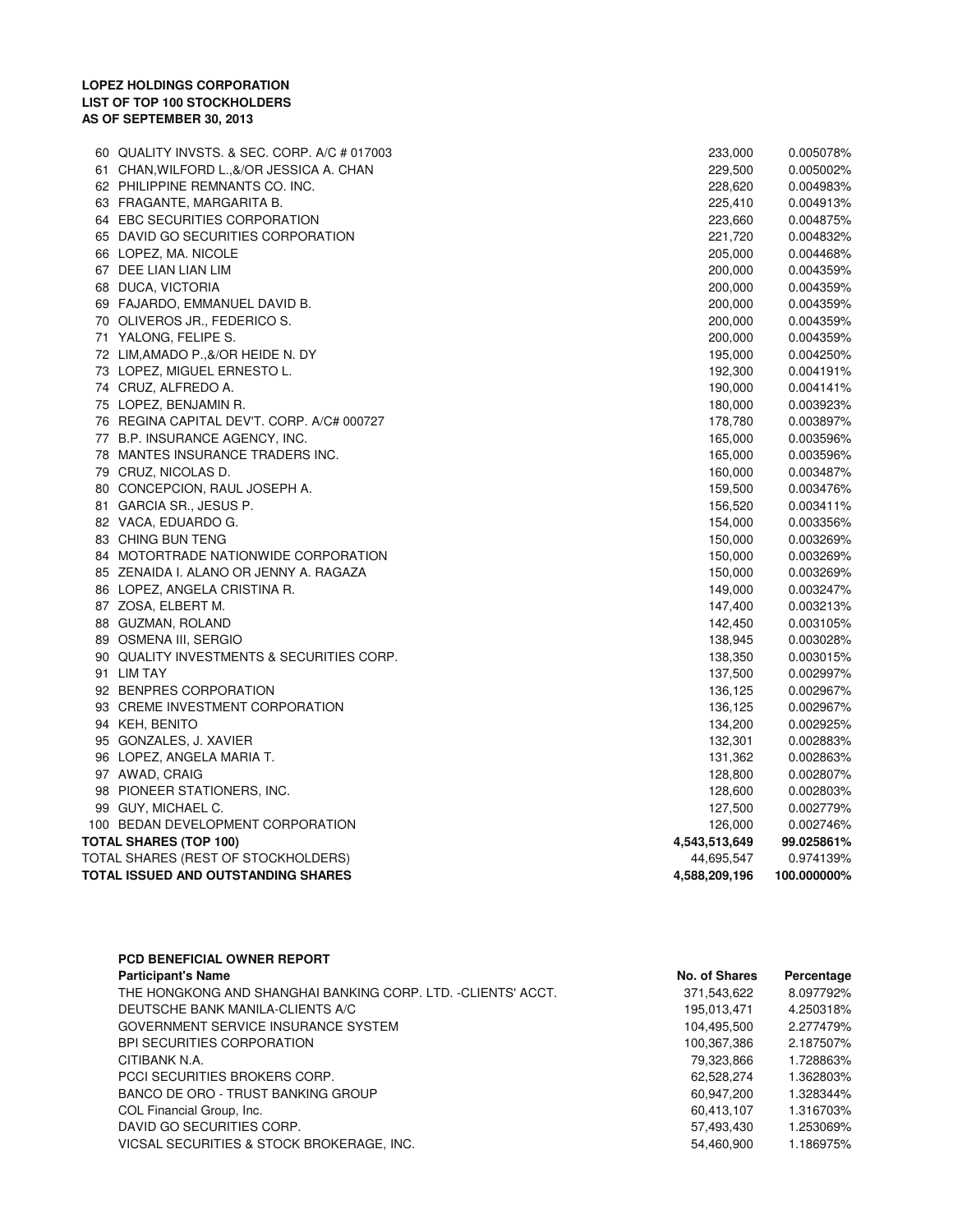**LOPEZ HOLDINGS CORPORATION**
**LIST OF TOP 100 STOCKHOLDERS**
**AS OF SEPTEMBER 30, 2013**

| | | | |
|---|---|---|---|
| 60 | QUALITY INVSTS. & SEC. CORP. A/C # 017003 | 233,000 | 0.005078% |
| 61 | CHAN,WILFORD L.,&/OR JESSICA A. CHAN | 229,500 | 0.005002% |
| 62 | PHILIPPINE REMNANTS CO. INC. | 228,620 | 0.004983% |
| 63 | FRAGANTE, MARGARITA B. | 225,410 | 0.004913% |
| 64 | EBC SECURITIES CORPORATION | 223,660 | 0.004875% |
| 65 | DAVID GO SECURITIES CORPORATION | 221,720 | 0.004832% |
| 66 | LOPEZ, MA. NICOLE | 205,000 | 0.004468% |
| 67 | DEE LIAN LIAN LIM | 200,000 | 0.004359% |
| 68 | DUCA, VICTORIA | 200,000 | 0.004359% |
| 69 | FAJARDO, EMMANUEL DAVID B. | 200,000 | 0.004359% |
| 70 | OLIVEROS JR., FEDERICO S. | 200,000 | 0.004359% |
| 71 | YALONG, FELIPE S. | 200,000 | 0.004359% |
| 72 | LIM,AMADO P.,&/OR HEIDE N. DY | 195,000 | 0.004250% |
| 73 | LOPEZ, MIGUEL ERNESTO L. | 192,300 | 0.004191% |
| 74 | CRUZ, ALFREDO A. | 190,000 | 0.004141% |
| 75 | LOPEZ, BENJAMIN R. | 180,000 | 0.003923% |
| 76 | REGINA CAPITAL DEV'T. CORP. A/C# 000727 | 178,780 | 0.003897% |
| 77 | B.P. INSURANCE AGENCY, INC. | 165,000 | 0.003596% |
| 78 | MANTES INSURANCE TRADERS INC. | 165,000 | 0.003596% |
| 79 | CRUZ, NICOLAS D. | 160,000 | 0.003487% |
| 80 | CONCEPCION, RAUL JOSEPH A. | 159,500 | 0.003476% |
| 81 | GARCIA SR., JESUS P. | 156,520 | 0.003411% |
| 82 | VACA, EDUARDO G. | 154,000 | 0.003356% |
| 83 | CHING BUN TENG | 150,000 | 0.003269% |
| 84 | MOTORTRADE NATIONWIDE CORPORATION | 150,000 | 0.003269% |
| 85 | ZENAIDA I. ALANO OR JENNY A. RAGAZA | 150,000 | 0.003269% |
| 86 | LOPEZ, ANGELA CRISTINA R. | 149,000 | 0.003247% |
| 87 | ZOSA, ELBERT M. | 147,400 | 0.003213% |
| 88 | GUZMAN, ROLAND | 142,450 | 0.003105% |
| 89 | OSMENA III, SERGIO | 138,945 | 0.003028% |
| 90 | QUALITY INVESTMENTS & SECURITIES CORP. | 138,350 | 0.003015% |
| 91 | LIM TAY | 137,500 | 0.002997% |
| 92 | BENPRES CORPORATION | 136,125 | 0.002967% |
| 93 | CREME INVESTMENT CORPORATION | 136,125 | 0.002967% |
| 94 | KEH, BENITO | 134,200 | 0.002925% |
| 95 | GONZALES, J. XAVIER | 132,301 | 0.002883% |
| 96 | LOPEZ, ANGELA MARIA T. | 131,362 | 0.002863% |
| 97 | AWAD, CRAIG | 128,800 | 0.002807% |
| 98 | PIONEER STATIONERS, INC. | 128,600 | 0.002803% |
| 99 | GUY, MICHAEL C. | 127,500 | 0.002779% |
| 100 | BEDAN DEVELOPMENT CORPORATION | 126,000 | 0.002746% |
| **TOTAL SHARES (TOP 100)** | | **4,543,513,649** | **99.025861%** |
| TOTAL SHARES (REST OF STOCKHOLDERS) | | 44,695,547 | 0.974139% |
| **TOTAL ISSUED AND OUTSTANDING SHARES** | | **4,588,209,196** | **100.000000%** |

**PCD BENEFICIAL OWNER REPORT**

| Participant's Name | No. of Shares | Percentage |
|---|---|---|
| THE HONGKONG AND SHANGHAI BANKING CORP. LTD. -CLIENTS' ACCT. | 371,543,622 | 8.097792% |
| DEUTSCHE BANK MANILA-CLIENTS A/C | 195,013,471 | 4.250318% |
| GOVERNMENT SERVICE INSURANCE SYSTEM | 104,495,500 | 2.277479% |
| BPI SECURITIES CORPORATION | 100,367,386 | 2.187507% |
| CITIBANK N.A. | 79,323,866 | 1.728863% |
| PCCI SECURITIES BROKERS CORP. | 62,528,274 | 1.362803% |
| BANCO DE ORO - TRUST BANKING GROUP | 60,947,200 | 1.328344% |
| COL Financial Group, Inc. | 60,413,107 | 1.316703% |
| DAVID GO SECURITIES CORP. | 57,493,430 | 1.253069% |
| VICSAL SECURITIES & STOCK BROKERAGE, INC. | 54,460,900 | 1.186975% |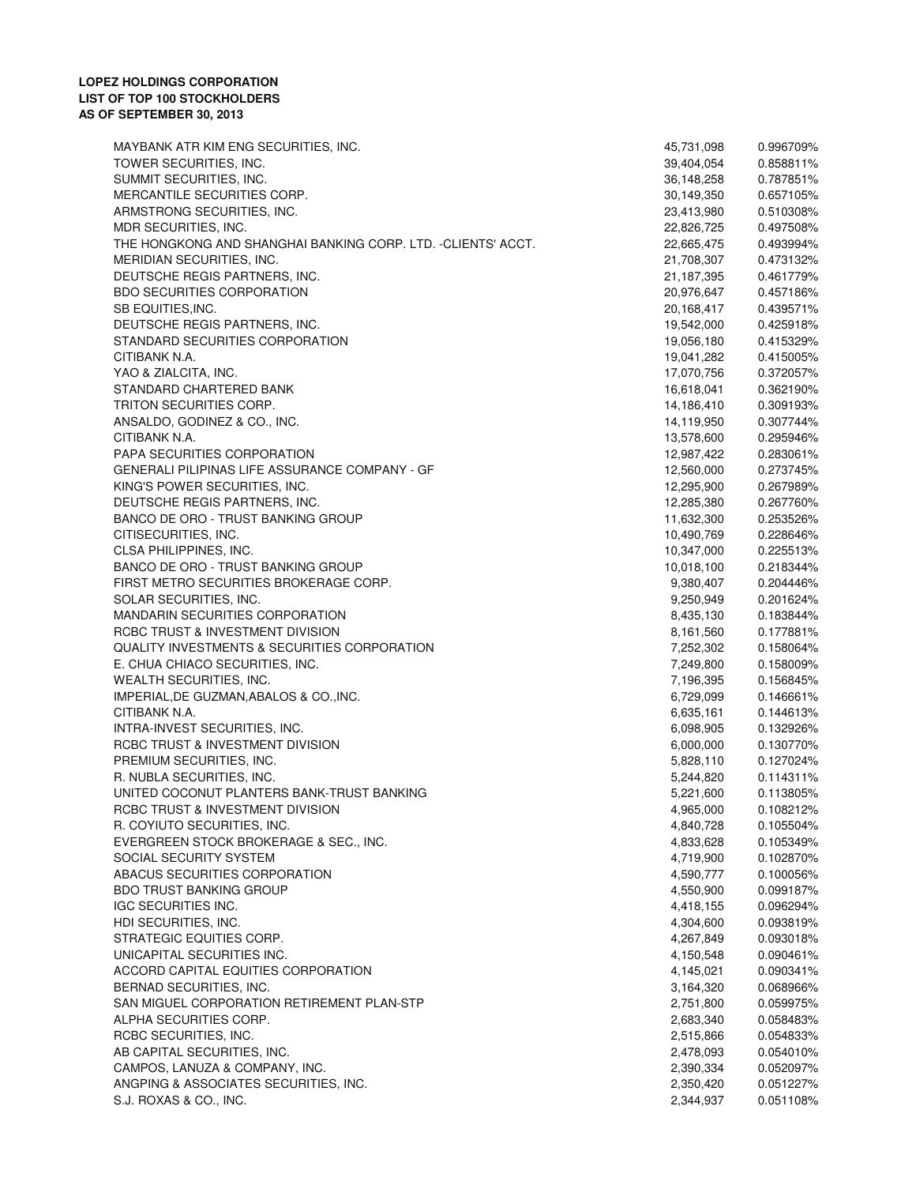**LOPEZ HOLDINGS CORPORATION**
**LIST OF TOP 100 STOCKHOLDERS**
**AS OF SEPTEMBER 30, 2013**

| | | |
|---|---|---|
| MAYBANK ATR KIM ENG SECURITIES, INC. | 45,731,098 | 0.996709% |
| TOWER SECURITIES, INC. | 39,404,054 | 0.858811% |
| SUMMIT SECURITIES, INC. | 36,148,258 | 0.787851% |
| MERCANTILE SECURITIES CORP. | 30,149,350 | 0.657105% |
| ARMSTRONG SECURITIES, INC. | 23,413,980 | 0.510308% |
| MDR SECURITIES, INC. | 22,826,725 | 0.497508% |
| THE HONGKONG AND SHANGHAI BANKING CORP. LTD. -CLIENTS' ACCT. | 22,665,475 | 0.493994% |
| MERIDIAN SECURITIES, INC. | 21,708,307 | 0.473132% |
| DEUTSCHE REGIS PARTNERS, INC. | 21,187,395 | 0.461779% |
| BDO SECURITIES CORPORATION | 20,976,647 | 0.457186% |
| SB EQUITIES,INC. | 20,168,417 | 0.439571% |
| DEUTSCHE REGIS PARTNERS, INC. | 19,542,000 | 0.425918% |
| STANDARD SECURITIES CORPORATION | 19,056,180 | 0.415329% |
| CITIBANK N.A. | 19,041,282 | 0.415005% |
| YAO & ZIALCITA, INC. | 17,070,756 | 0.372057% |
| STANDARD CHARTERED BANK | 16,618,041 | 0.362190% |
| TRITON SECURITIES CORP. | 14,186,410 | 0.309193% |
| ANSALDO, GODINEZ & CO., INC. | 14,119,950 | 0.307744% |
| CITIBANK N.A. | 13,578,600 | 0.295946% |
| PAPA SECURITIES CORPORATION | 12,987,422 | 0.283061% |
| GENERALI PILIPINAS LIFE ASSURANCE COMPANY - GF | 12,560,000 | 0.273745% |
| KING'S POWER SECURITIES, INC. | 12,295,900 | 0.267989% |
| DEUTSCHE REGIS PARTNERS, INC. | 12,285,380 | 0.267760% |
| BANCO DE ORO - TRUST BANKING GROUP | 11,632,300 | 0.253526% |
| CITISECURITIES, INC. | 10,490,769 | 0.228646% |
| CLSA PHILIPPINES, INC. | 10,347,000 | 0.225513% |
| BANCO DE ORO - TRUST BANKING GROUP | 10,018,100 | 0.218344% |
| FIRST METRO SECURITIES BROKERAGE CORP. | 9,380,407 | 0.204446% |
| SOLAR SECURITIES, INC. | 9,250,949 | 0.201624% |
| MANDARIN SECURITIES CORPORATION | 8,435,130 | 0.183844% |
| RCBC TRUST & INVESTMENT DIVISION | 8,161,560 | 0.177881% |
| QUALITY INVESTMENTS & SECURITIES CORPORATION | 7,252,302 | 0.158064% |
| E. CHUA CHIACO SECURITIES, INC. | 7,249,800 | 0.158009% |
| WEALTH SECURITIES, INC. | 7,196,395 | 0.156845% |
| IMPERIAL,DE GUZMAN,ABALOS & CO.,INC. | 6,729,099 | 0.146661% |
| CITIBANK N.A. | 6,635,161 | 0.144613% |
| INTRA-INVEST SECURITIES, INC. | 6,098,905 | 0.132926% |
| RCBC TRUST & INVESTMENT DIVISION | 6,000,000 | 0.130770% |
| PREMIUM SECURITIES, INC. | 5,828,110 | 0.127024% |
| R. NUBLA SECURITIES, INC. | 5,244,820 | 0.114311% |
| UNITED COCONUT PLANTERS BANK-TRUST BANKING | 5,221,600 | 0.113805% |
| RCBC TRUST & INVESTMENT DIVISION | 4,965,000 | 0.108212% |
| R. COYIUTO SECURITIES, INC. | 4,840,728 | 0.105504% |
| EVERGREEN STOCK BROKERAGE & SEC., INC. | 4,833,628 | 0.105349% |
| SOCIAL SECURITY SYSTEM | 4,719,900 | 0.102870% |
| ABACUS SECURITIES CORPORATION | 4,590,777 | 0.100056% |
| BDO TRUST BANKING GROUP | 4,550,900 | 0.099187% |
| IGC SECURITIES INC. | 4,418,155 | 0.096294% |
| HDI SECURITIES, INC. | 4,304,600 | 0.093819% |
| STRATEGIC EQUITIES CORP. | 4,267,849 | 0.093018% |
| UNICAPITAL SECURITIES INC. | 4,150,548 | 0.090461% |
| ACCORD CAPITAL EQUITIES CORPORATION | 4,145,021 | 0.090341% |
| BERNAD SECURITIES, INC. | 3,164,320 | 0.068966% |
| SAN MIGUEL CORPORATION RETIREMENT PLAN-STP | 2,751,800 | 0.059975% |
| ALPHA SECURITIES CORP. | 2,683,340 | 0.058483% |
| RCBC SECURITIES, INC. | 2,515,866 | 0.054833% |
| AB CAPITAL SECURITIES, INC. | 2,478,093 | 0.054010% |
| CAMPOS, LANUZA & COMPANY, INC. | 2,390,334 | 0.052097% |
| ANGPING & ASSOCIATES SECURITIES, INC. | 2,350,420 | 0.051227% |
| S.J. ROXAS & CO., INC. | 2,344,937 | 0.051108% |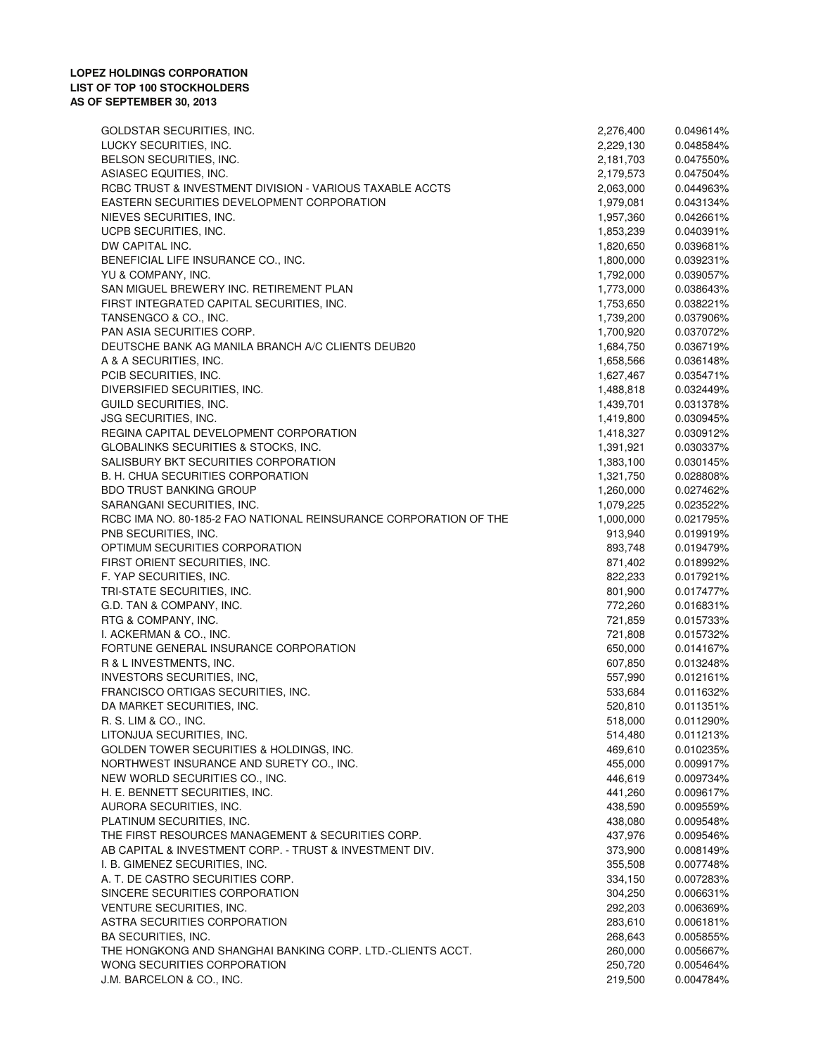**LOPEZ HOLDINGS CORPORATION**
**LIST OF TOP 100 STOCKHOLDERS**
**AS OF SEPTEMBER 30, 2013**

| | | |
|---|---|---|
| GOLDSTAR SECURITIES, INC. | 2,276,400 | 0.049614% |
| LUCKY SECURITIES, INC. | 2,229,130 | 0.048584% |
| BELSON SECURITIES, INC. | 2,181,703 | 0.047550% |
| ASIASEC EQUITIES, INC. | 2,179,573 | 0.047504% |
| RCBC TRUST & INVESTMENT DIVISION - VARIOUS TAXABLE ACCTS | 2,063,000 | 0.044963% |
| EASTERN SECURITIES DEVELOPMENT CORPORATION | 1,979,081 | 0.043134% |
| NIEVES SECURITIES, INC. | 1,957,360 | 0.042661% |
| UCPB SECURITIES, INC. | 1,853,239 | 0.040391% |
| DW CAPITAL INC. | 1,820,650 | 0.039681% |
| BENEFICIAL LIFE INSURANCE CO., INC. | 1,800,000 | 0.039231% |
| YU & COMPANY, INC. | 1,792,000 | 0.039057% |
| SAN MIGUEL BREWERY INC. RETIREMENT PLAN | 1,773,000 | 0.038643% |
| FIRST INTEGRATED CAPITAL SECURITIES, INC. | 1,753,650 | 0.038221% |
| TANSENGCO & CO., INC. | 1,739,200 | 0.037906% |
| PAN ASIA SECURITIES CORP. | 1,700,920 | 0.037072% |
| DEUTSCHE BANK AG MANILA BRANCH A/C CLIENTS DEUB20 | 1,684,750 | 0.036719% |
| A & A SECURITIES, INC. | 1,658,566 | 0.036148% |
| PCIB SECURITIES, INC. | 1,627,467 | 0.035471% |
| DIVERSIFIED SECURITIES, INC. | 1,488,818 | 0.032449% |
| GUILD SECURITIES, INC. | 1,439,701 | 0.031378% |
| JSG SECURITIES, INC. | 1,419,800 | 0.030945% |
| REGINA CAPITAL DEVELOPMENT CORPORATION | 1,418,327 | 0.030912% |
| GLOBALINKS SECURITIES & STOCKS, INC. | 1,391,921 | 0.030337% |
| SALISBURY BKT SECURITIES CORPORATION | 1,383,100 | 0.030145% |
| B. H. CHUA SECURITIES CORPORATION | 1,321,750 | 0.028808% |
| BDO TRUST BANKING GROUP | 1,260,000 | 0.027462% |
| SARANGANI SECURITIES, INC. | 1,079,225 | 0.023522% |
| RCBC IMA NO. 80-185-2 FAO NATIONAL REINSURANCE CORPORATION OF THE | 1,000,000 | 0.021795% |
| PNB SECURITIES, INC. | 913,940 | 0.019919% |
| OPTIMUM SECURITIES CORPORATION | 893,748 | 0.019479% |
| FIRST ORIENT SECURITIES, INC. | 871,402 | 0.018992% |
| F. YAP SECURITIES, INC. | 822,233 | 0.017921% |
| TRI-STATE SECURITIES, INC. | 801,900 | 0.017477% |
| G.D. TAN & COMPANY, INC. | 772,260 | 0.016831% |
| RTG & COMPANY, INC. | 721,859 | 0.015733% |
| I. ACKERMAN & CO., INC. | 721,808 | 0.015732% |
| FORTUNE GENERAL INSURANCE CORPORATION | 650,000 | 0.014167% |
| R & L INVESTMENTS, INC. | 607,850 | 0.013248% |
| INVESTORS SECURITIES, INC, | 557,990 | 0.012161% |
| FRANCISCO ORTIGAS SECURITIES, INC. | 533,684 | 0.011632% |
| DA MARKET SECURITIES, INC. | 520,810 | 0.011351% |
| R. S. LIM & CO., INC. | 518,000 | 0.011290% |
| LITONJUA SECURITIES, INC. | 514,480 | 0.011213% |
| GOLDEN TOWER SECURITIES & HOLDINGS, INC. | 469,610 | 0.010235% |
| NORTHWEST INSURANCE AND SURETY CO., INC. | 455,000 | 0.009917% |
| NEW WORLD SECURITIES CO., INC. | 446,619 | 0.009734% |
| H. E. BENNETT SECURITIES, INC. | 441,260 | 0.009617% |
| AURORA SECURITIES, INC. | 438,590 | 0.009559% |
| PLATINUM SECURITIES, INC. | 438,080 | 0.009548% |
| THE FIRST RESOURCES MANAGEMENT & SECURITIES CORP. | 437,976 | 0.009546% |
| AB CAPITAL & INVESTMENT CORP. - TRUST & INVESTMENT DIV. | 373,900 | 0.008149% |
| I. B. GIMENEZ SECURITIES, INC. | 355,508 | 0.007748% |
| A. T. DE CASTRO SECURITIES CORP. | 334,150 | 0.007283% |
| SINCERE SECURITIES CORPORATION | 304,250 | 0.006631% |
| VENTURE SECURITIES, INC. | 292,203 | 0.006369% |
| ASTRA SECURITIES CORPORATION | 283,610 | 0.006181% |
| BA SECURITIES, INC. | 268,643 | 0.005855% |
| THE HONGKONG AND SHANGHAI BANKING CORP. LTD.-CLIENTS ACCT. | 260,000 | 0.005667% |
| WONG SECURITIES CORPORATION | 250,720 | 0.005464% |
| J.M. BARCELON & CO., INC. | 219,500 | 0.004784% |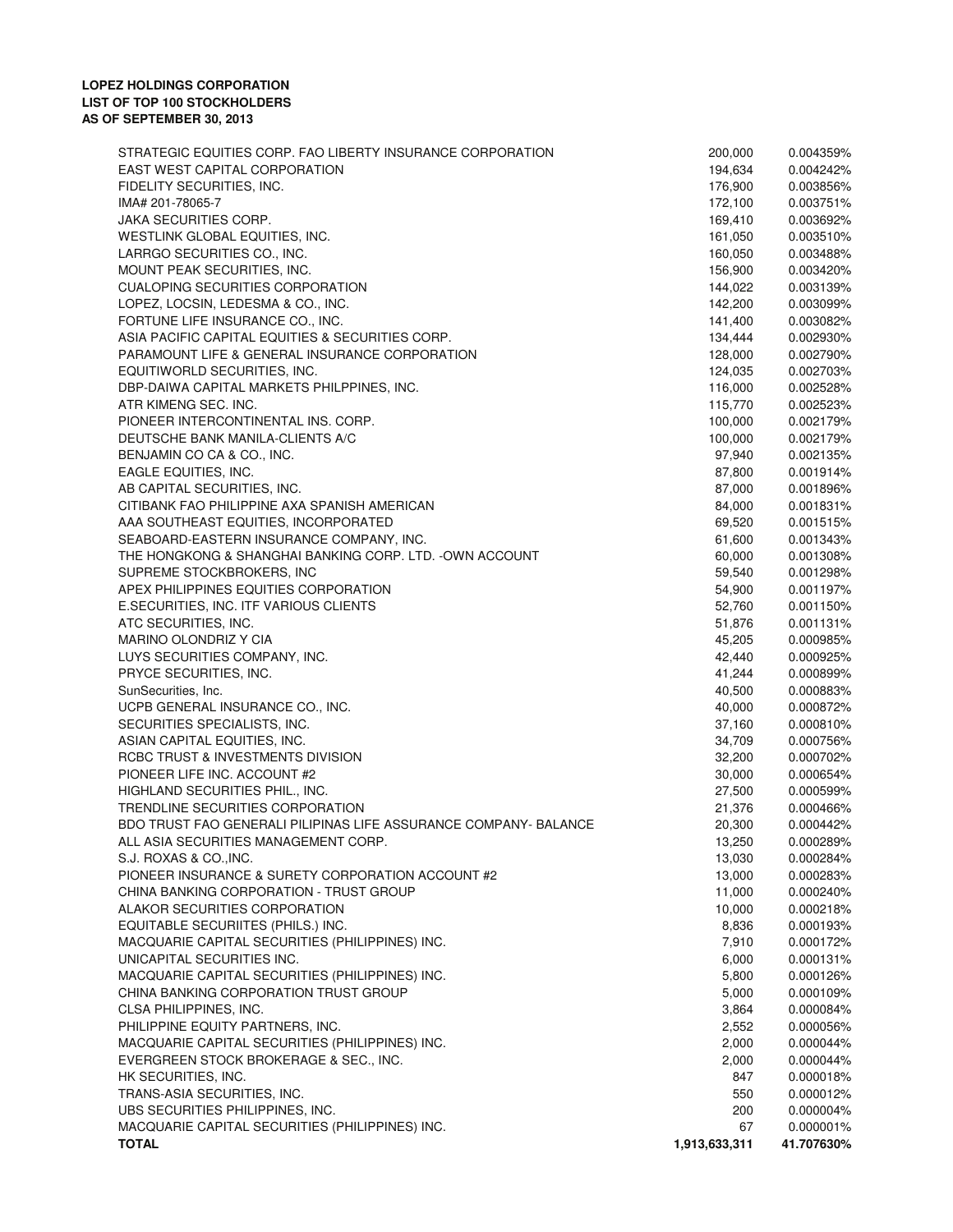**LOPEZ HOLDINGS CORPORATION**
**LIST OF TOP 100 STOCKHOLDERS**
**AS OF SEPTEMBER 30, 2013**

| | | |
|---|---|---|
| STRATEGIC EQUITIES CORP. FAO LIBERTY INSURANCE CORPORATION | 200,000 | 0.004359% |
| EAST WEST CAPITAL CORPORATION | 194,634 | 0.004242% |
| FIDELITY SECURITIES, INC. | 176,900 | 0.003856% |
| IMA# 201-78065-7 | 172,100 | 0.003751% |
| JAKA SECURITIES CORP. | 169,410 | 0.003692% |
| WESTLINK GLOBAL EQUITIES, INC. | 161,050 | 0.003510% |
| LARRGO SECURITIES CO., INC. | 160,050 | 0.003488% |
| MOUNT PEAK SECURITIES, INC. | 156,900 | 0.003420% |
| CUALOPING SECURITIES CORPORATION | 144,022 | 0.003139% |
| LOPEZ, LOCSIN, LEDESMA & CO., INC. | 142,200 | 0.003099% |
| FORTUNE LIFE INSURANCE CO., INC. | 141,400 | 0.003082% |
| ASIA PACIFIC CAPITAL EQUITIES & SECURITIES CORP. | 134,444 | 0.002930% |
| PARAMOUNT LIFE & GENERAL INSURANCE CORPORATION | 128,000 | 0.002790% |
| EQUITIWORLD SECURITIES, INC. | 124,035 | 0.002703% |
| DBP-DAIWA CAPITAL MARKETS PHILPPINES, INC. | 116,000 | 0.002528% |
| ATR KIMENG SEC. INC. | 115,770 | 0.002523% |
| PIONEER INTERCONTINENTAL INS. CORP. | 100,000 | 0.002179% |
| DEUTSCHE BANK MANILA-CLIENTS A/C | 100,000 | 0.002179% |
| BENJAMIN CO CA & CO., INC. | 97,940 | 0.002135% |
| EAGLE EQUITIES, INC. | 87,800 | 0.001914% |
| AB CAPITAL SECURITIES, INC. | 87,000 | 0.001896% |
| CITIBANK FAO PHILIPPINE AXA SPANISH AMERICAN | 84,000 | 0.001831% |
| AAA SOUTHEAST EQUITIES, INCORPORATED | 69,520 | 0.001515% |
| SEABOARD-EASTERN INSURANCE COMPANY, INC. | 61,600 | 0.001343% |
| THE HONGKONG & SHANGHAI BANKING CORP. LTD. -OWN ACCOUNT | 60,000 | 0.001308% |
| SUPREME STOCKBROKERS, INC | 59,540 | 0.001298% |
| APEX PHILIPPINES EQUITIES CORPORATION | 54,900 | 0.001197% |
| E.SECURITIES, INC. ITF VARIOUS CLIENTS | 52,760 | 0.001150% |
| ATC SECURITIES, INC. | 51,876 | 0.001131% |
| MARINO OLONDRIZ Y CIA | 45,205 | 0.000985% |
| LUYS SECURITIES COMPANY, INC. | 42,440 | 0.000925% |
| PRYCE SECURITIES, INC. | 41,244 | 0.000899% |
| SunSecurities, Inc. | 40,500 | 0.000883% |
| UCPB GENERAL INSURANCE CO., INC. | 40,000 | 0.000872% |
| SECURITIES SPECIALISTS, INC. | 37,160 | 0.000810% |
| ASIAN CAPITAL EQUITIES, INC. | 34,709 | 0.000756% |
| RCBC TRUST & INVESTMENTS DIVISION | 32,200 | 0.000702% |
| PIONEER LIFE INC. ACCOUNT #2 | 30,000 | 0.000654% |
| HIGHLAND SECURITIES PHIL., INC. | 27,500 | 0.000599% |
| TRENDLINE SECURITIES CORPORATION | 21,376 | 0.000466% |
| BDO TRUST FAO GENERALI PILIPINAS LIFE ASSURANCE COMPANY- BALANCE | 20,300 | 0.000442% |
| ALL ASIA SECURITIES MANAGEMENT CORP. | 13,250 | 0.000289% |
| S.J. ROXAS & CO.,INC. | 13,030 | 0.000284% |
| PIONEER INSURANCE & SURETY CORPORATION ACCOUNT #2 | 13,000 | 0.000283% |
| CHINA BANKING CORPORATION - TRUST GROUP | 11,000 | 0.000240% |
| ALAKOR SECURITIES CORPORATION | 10,000 | 0.000218% |
| EQUITABLE SECURIITES (PHILS.) INC. | 8,836 | 0.000193% |
| MACQUARIE CAPITAL SECURITIES (PHILIPPINES) INC. | 7,910 | 0.000172% |
| UNICAPITAL SECURITIES INC. | 6,000 | 0.000131% |
| MACQUARIE CAPITAL SECURITIES (PHILIPPINES) INC. | 5,800 | 0.000126% |
| CHINA BANKING CORPORATION TRUST GROUP | 5,000 | 0.000109% |
| CLSA PHILIPPINES, INC. | 3,864 | 0.000084% |
| PHILIPPINE EQUITY PARTNERS, INC. | 2,552 | 0.000056% |
| MACQUARIE CAPITAL SECURITIES (PHILIPPINES) INC. | 2,000 | 0.000044% |
| EVERGREEN STOCK BROKERAGE & SEC., INC. | 2,000 | 0.000044% |
| HK SECURITIES, INC. | 847 | 0.000018% |
| TRANS-ASIA SECURITIES, INC. | 550 | 0.000012% |
| UBS SECURITIES PHILIPPINES, INC. | 200 | 0.000004% |
| MACQUARIE CAPITAL SECURITIES (PHILIPPINES) INC. | 67 | 0.000001% |
| **TOTAL** | **1,913,633,311** | **41.707630%** |